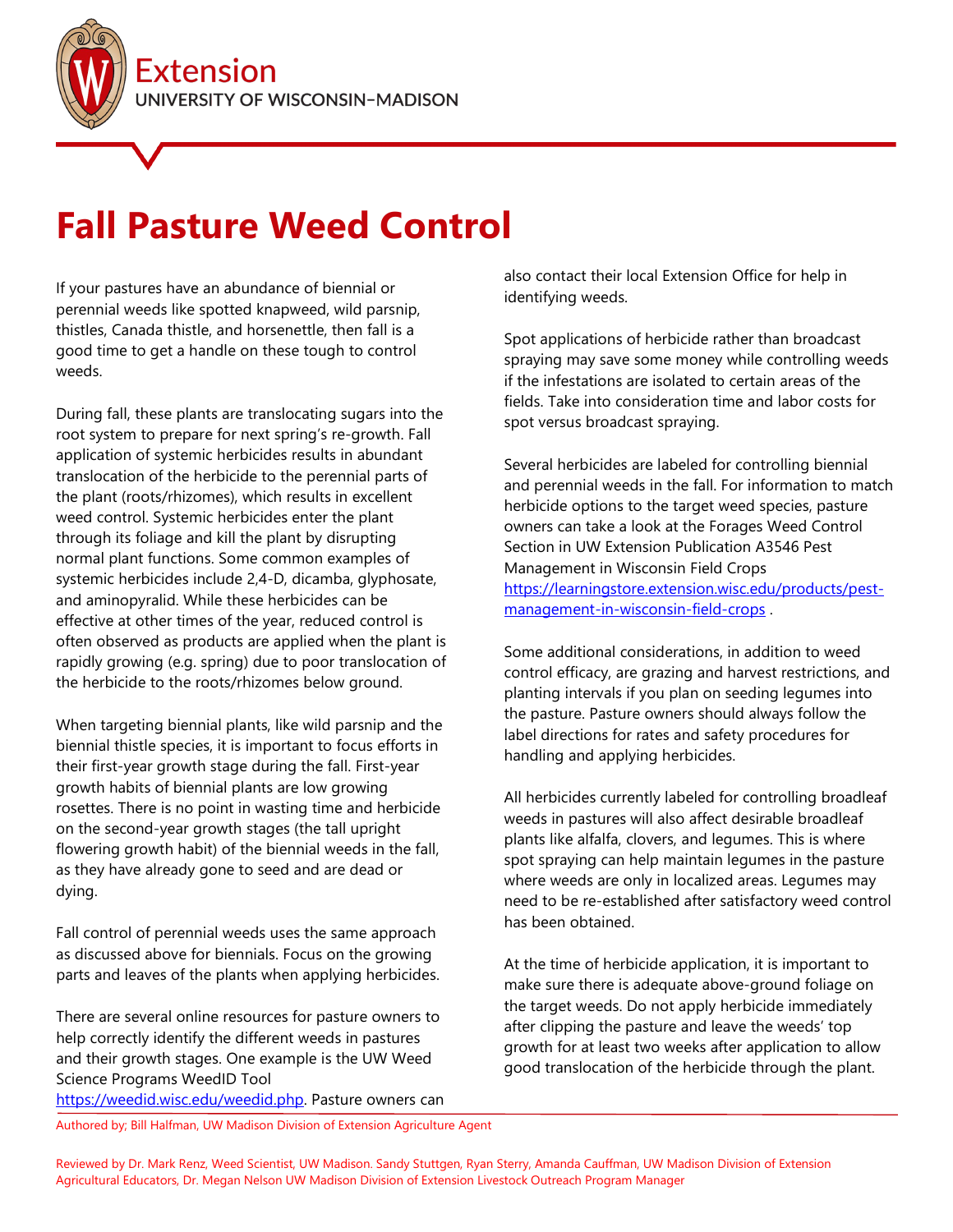# Fall Pasture Weed Control

If your pastures have an abundance of biennial or perennial weeds like spotted knapweed, wild parsnip, thistles, Canada thistle, and horsenettle, then fall is a good time to get a handle on these tough to control weeds.

During fall, these plants are translocating sugars into the root system to prepare for next spring's re-growth. Fall application of systemic herbicides results in abundant translocation of the herbicide to the perennial parts of the plant (roots/rhizomes), which results in excellent weed control. Systemic herbicides enter the plant through its foliage and kill the plant by disrupting normal plant functions. Some common examples of systemic herbicides include 2,4-D, dicamba, glyphosate, and aminopyralid. While these herbicides can be effective at other times of the year, reduced control is often observed as products are applied when the plant is rapidly growing (e.g. spring) due to poor translocation of the herbicide to the roots/rhizomes below ground.

When targeting biennial plants, like wild parsnip and the biennial thistle species, it is important to focus efforts in their first-year growth stage during the fall. First-year growth habits of biennial plants are low growing rosettes. There is no point in wasting time and herbicide on the second-year growth stages (the tall upright flowering growth habit) of the biennial weeds in the fall, as they have already gone to seed and are dead or dying.

Fall control of perennial weeds uses the same approach as discussed above for biennials. Focus on the growing parts and leaves of the plants when applying herbicides.

There are several online resources for pasture owners to help correctly identify the different weeds in pastures and their growth stages. One example is the UW Weed Science Programs WeedID Tool https://weedid.wisc.edu/weedid.php. Pasture owners can also contact their local Extension Office for help in identifying weeds.

Spot applications of herbicide rather than broadcast spraying may save some money while controlling weeds if the infestations are isolated to certain areas of the fields. Take into consideration time and labor costs for spot versus broadcast spraying.

Several herbicides are labeled for controlling biennial and perennial weeds in the fall. For information to match herbicide options to the target weed species, pasture owners can take a look at the Forages Weed Control Section in UW Extension Publication A3546 Pest Management in Wisconsin Field Crops https://learningstore.extension.wisc.edu/products/pest-management-in-wisconsin-field-crops .

Some additional considerations, in addition to weed control efficacy, are grazing and harvest restrictions, and planting intervals if you plan on seeding legumes into the pasture. Pasture owners should always follow the label directions for rates and safety procedures for handling and applying herbicides.

All herbicides currently labeled for controlling broadleaf weeds in pastures will also affect desirable broadleaf plants like alfalfa, clovers, and legumes. This is where spot spraying can help maintain legumes in the pasture where weeds are only in localized areas. Legumes may need to be re-established after satisfactory weed control has been obtained.

At the time of herbicide application, it is important to make sure there is adequate above-ground foliage on the target weeds. Do not apply herbicide immediately after clipping the pasture and leave the weeds' top growth for at least two weeks after application to allow good translocation of the herbicide through the plant.

Authored by; Bill Halfman, UW Madison Division of Extension Agriculture Agent

Reviewed by Dr. Mark Renz, Weed Scientist, UW Madison. Sandy Stuttgen, Ryan Sterry, Amanda Cauffman, UW Madison Division of Extension Agricultural Educators, Dr. Megan Nelson UW Madison Division of Extension Livestock Outreach Program Manager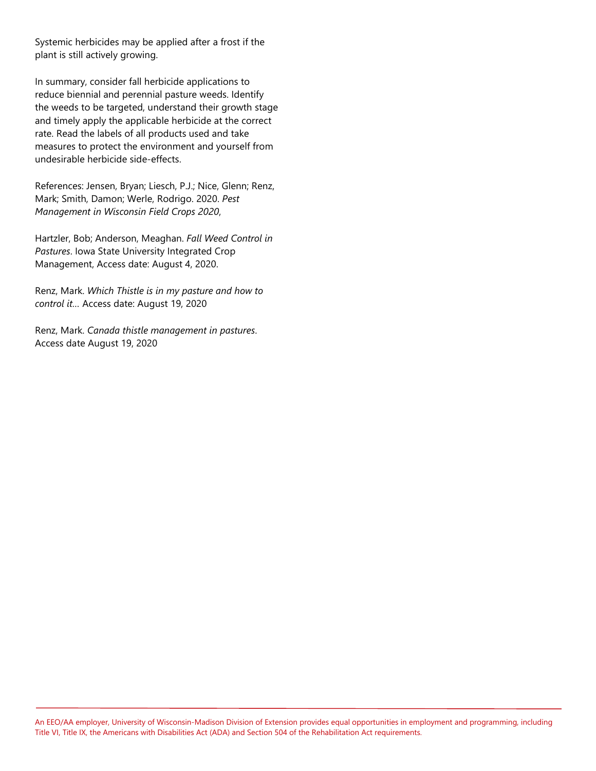Systemic herbicides may be applied after a frost if the plant is still actively growing.

In summary, consider fall herbicide applications to reduce biennial and perennial pasture weeds. Identify the weeds to be targeted, understand their growth stage and timely apply the applicable herbicide at the correct rate. Read the labels of all products used and take measures to protect the environment and yourself from undesirable herbicide side-effects.

References: Jensen, Bryan; Liesch, P.J.; Nice, Glenn; Renz, Mark; Smith, Damon; Werle, Rodrigo. 2020. *Pest Management in Wisconsin Field Crops 2020*,

Hartzler, Bob; Anderson, Meaghan. *Fall Weed Control in Pastures*. Iowa State University Integrated Crop Management, Access date: August 4, 2020.

Renz, Mark. *Which Thistle is in my pasture and how to control it…* Access date: August 19, 2020

Renz, Mark. *Canada thistle management in pastures*. Access date August 19, 2020

An EEO/AA employer, University of Wisconsin-Madison Division of Extension provides equal opportunities in employment and programming, including Title VI, Title IX, the Americans with Disabilities Act (ADA) and Section 504 of the Rehabilitation Act requirements.